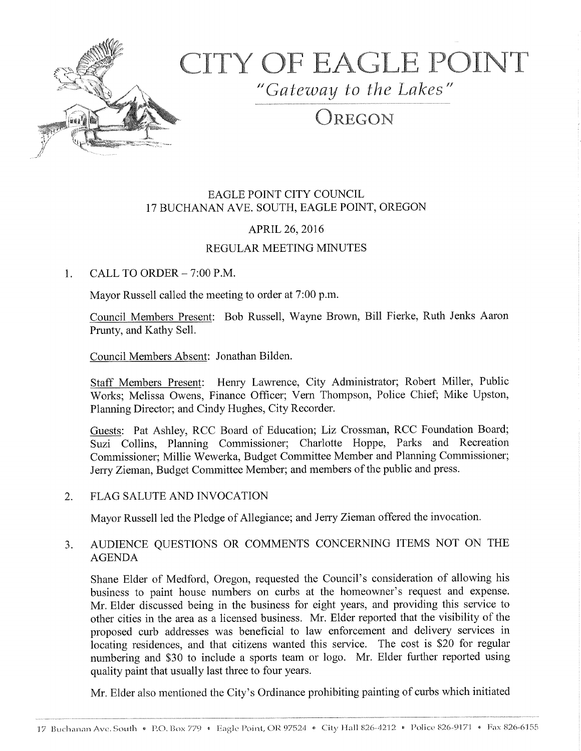# CITY OF EAGLE POINT

*"Gateway to the Lakes"*

## OREGON

EAGLE POINT CITY COUNCIL
17 BUCHANAN AVE. SOUTH, EAGLE POINT, OREGON

APRIL 26, 2016

REGULAR MEETING MINUTES

1. CALL TO ORDER – 7:00 P.M.

   Mayor Russell called the meeting to order at 7:00 p.m.

   Council Members Present: Bob Russell, Wayne Brown, Bill Fierke, Ruth Jenks Aaron Prunty, and Kathy Sell.

   Council Members Absent: Jonathan Bilden.

   Staff Members Present: Henry Lawrence, City Administrator; Robert Miller, Public Works; Melissa Owens, Finance Officer; Vern Thompson, Police Chief; Mike Upston, Planning Director; and Cindy Hughes, City Recorder.

   Guests: Pat Ashley, RCC Board of Education; Liz Crossman, RCC Foundation Board; Suzi Collins, Planning Commissioner; Charlotte Hoppe, Parks and Recreation Commissioner; Millie Wewerka, Budget Committee Member and Planning Commissioner; Jerry Zieman, Budget Committee Member; and members of the public and press.

2. FLAG SALUTE AND INVOCATION

   Mayor Russell led the Pledge of Allegiance; and Jerry Zieman offered the invocation.

3. AUDIENCE QUESTIONS OR COMMENTS CONCERNING ITEMS NOT ON THE AGENDA

   Shane Elder of Medford, Oregon, requested the Council's consideration of allowing his business to paint house numbers on curbs at the homeowner's request and expense. Mr. Elder discussed being in the business for eight years, and providing this service to other cities in the area as a licensed business. Mr. Elder reported that the visibility of the proposed curb addresses was beneficial to law enforcement and delivery services in locating residences, and that citizens wanted this service. The cost is $20 for regular numbering and $30 to include a sports team or logo. Mr. Elder further reported using quality paint that usually last three to four years.

   Mr. Elder also mentioned the City's Ordinance prohibiting painting of curbs which initiated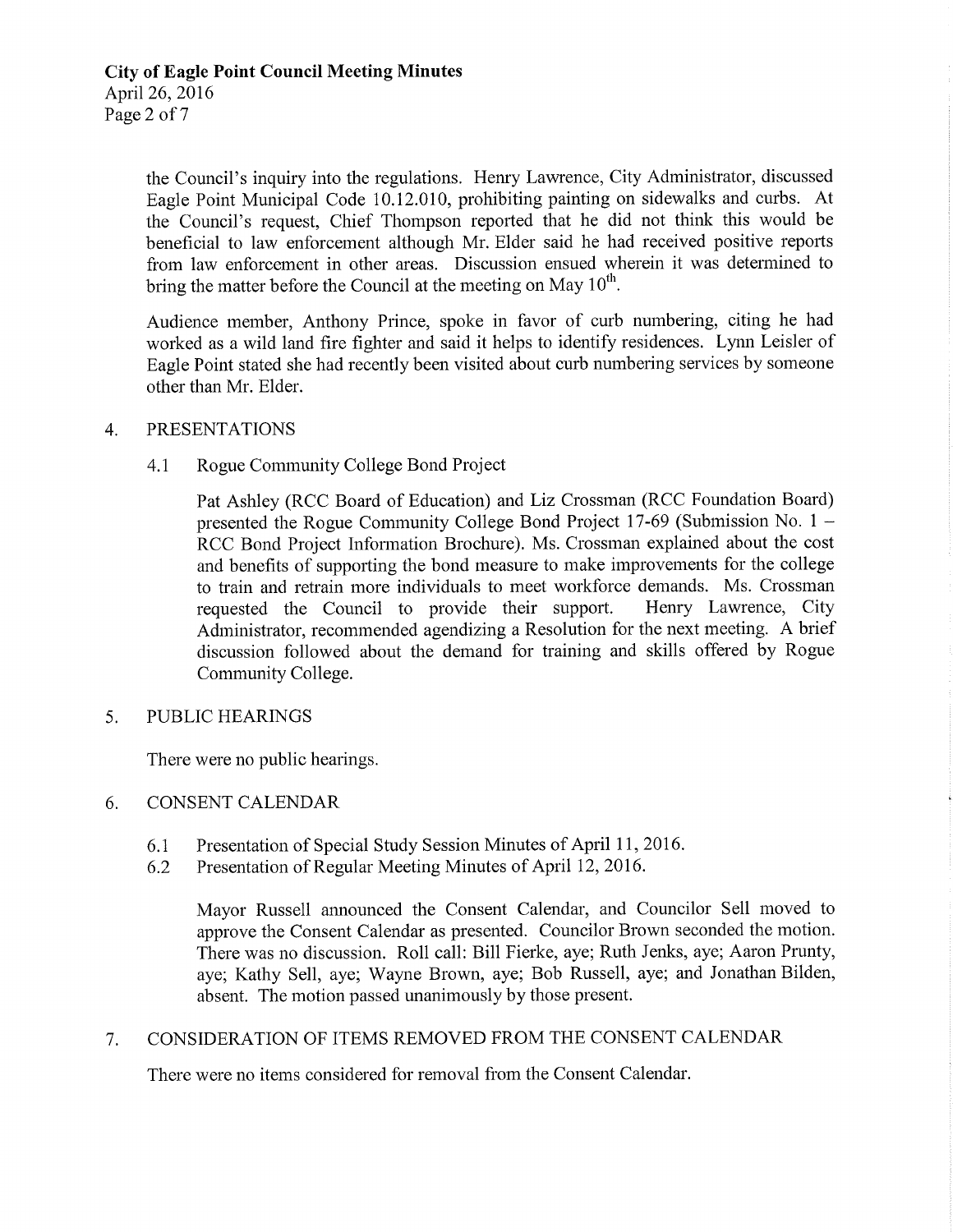the Council's inquiry into the regulations. Henry Lawrence, City Administrator, discussed Eagle Point Municipal Code 10.12.010, prohibiting painting on sidewalks and curbs. At the Council's request, Chief Thompson reported that he did not think this would be beneficial to law enforcement although Mr. Elder said he had received positive reports from law enforcement in other areas. Discussion ensued wherein it was determined to bring the matter before the Council at the meeting on May 10th.

Audience member, Anthony Prince, spoke in favor of curb numbering, citing he had worked as a wild land fire fighter and said it helps to identify residences. Lynn Leisler of Eagle Point stated she had recently been visited about curb numbering services by someone other than Mr. Elder.

4. PRESENTATIONS

   4.1 Rogue Community College Bond Project

   Pat Ashley (RCC Board of Education) and Liz Crossman (RCC Foundation Board) presented the Rogue Community College Bond Project 17-69 (Submission No. 1 – RCC Bond Project Information Brochure). Ms. Crossman explained about the cost and benefits of supporting the bond measure to make improvements for the college to train and retrain more individuals to meet workforce demands. Ms. Crossman requested the Council to provide their support. Henry Lawrence, City Administrator, recommended agendizing a Resolution for the next meeting. A brief discussion followed about the demand for training and skills offered by Rogue Community College.

5. PUBLIC HEARINGS

   There were no public hearings.

6. CONSENT CALENDAR

   6.1 Presentation of Special Study Session Minutes of April 11, 2016.

   6.2 Presentation of Regular Meeting Minutes of April 12, 2016.

   Mayor Russell announced the Consent Calendar, and Councilor Sell moved to approve the Consent Calendar as presented. Councilor Brown seconded the motion. There was no discussion. Roll call: Bill Fierke, aye; Ruth Jenks, aye; Aaron Prunty, aye; Kathy Sell, aye; Wayne Brown, aye; Bob Russell, aye; and Jonathan Bilden, absent. The motion passed unanimously by those present.

7. CONSIDERATION OF ITEMS REMOVED FROM THE CONSENT CALENDAR

   There were no items considered for removal from the Consent Calendar.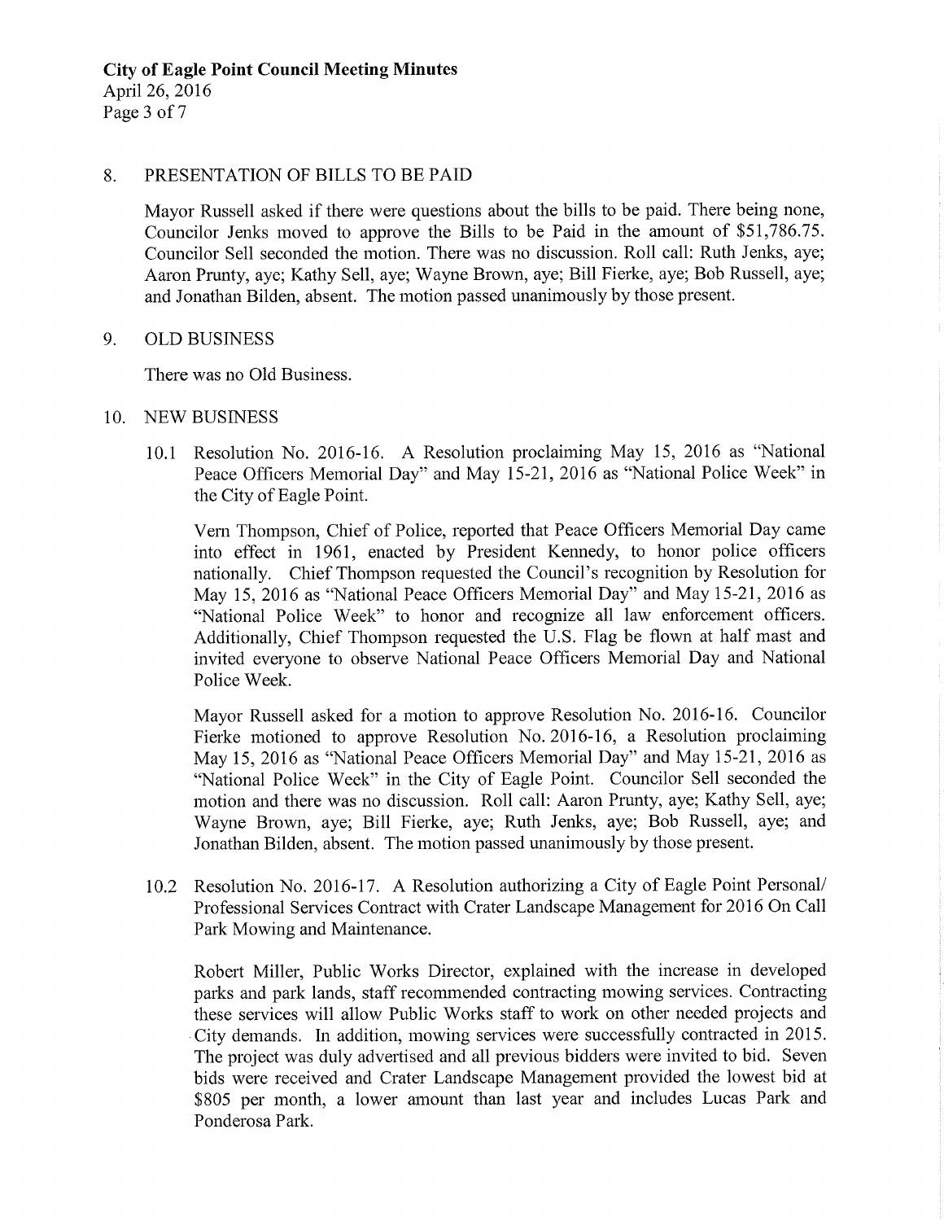## 8. PRESENTATION OF BILLS TO BE PAID

Mayor Russell asked if there were questions about the bills to be paid. There being none, Councilor Jenks moved to approve the Bills to be Paid in the amount of $51,786.75. Councilor Sell seconded the motion. There was no discussion. Roll call: Ruth Jenks, aye; Aaron Prunty, aye; Kathy Sell, aye; Wayne Brown, aye; Bill Fierke, aye; Bob Russell, aye; and Jonathan Bilden, absent. The motion passed unanimously by those present.

## 9. OLD BUSINESS

There was no Old Business.

## 10. NEW BUSINESS

10.1 Resolution No. 2016-16. A Resolution proclaiming May 15, 2016 as "National Peace Officers Memorial Day" and May 15-21, 2016 as "National Police Week" in the City of Eagle Point.

Vern Thompson, Chief of Police, reported that Peace Officers Memorial Day came into effect in 1961, enacted by President Kennedy, to honor police officers nationally. Chief Thompson requested the Council's recognition by Resolution for May 15, 2016 as "National Peace Officers Memorial Day" and May 15-21, 2016 as "National Police Week" to honor and recognize all law enforcement officers. Additionally, Chief Thompson requested the U.S. Flag be flown at half mast and invited everyone to observe National Peace Officers Memorial Day and National Police Week.

Mayor Russell asked for a motion to approve Resolution No. 2016-16. Councilor Fierke motioned to approve Resolution No. 2016-16, a Resolution proclaiming May 15, 2016 as "National Peace Officers Memorial Day" and May 15-21, 2016 as "National Police Week" in the City of Eagle Point. Councilor Sell seconded the motion and there was no discussion. Roll call: Aaron Prunty, aye; Kathy Sell, aye; Wayne Brown, aye; Bill Fierke, aye; Ruth Jenks, aye; Bob Russell, aye; and Jonathan Bilden, absent. The motion passed unanimously by those present.

10.2 Resolution No. 2016-17. A Resolution authorizing a City of Eagle Point Personal/ Professional Services Contract with Crater Landscape Management for 2016 On Call Park Mowing and Maintenance.

Robert Miller, Public Works Director, explained with the increase in developed parks and park lands, staff recommended contracting mowing services. Contracting these services will allow Public Works staff to work on other needed projects and City demands. In addition, mowing services were successfully contracted in 2015. The project was duly advertised and all previous bidders were invited to bid. Seven bids were received and Crater Landscape Management provided the lowest bid at $805 per month, a lower amount than last year and includes Lucas Park and Ponderosa Park.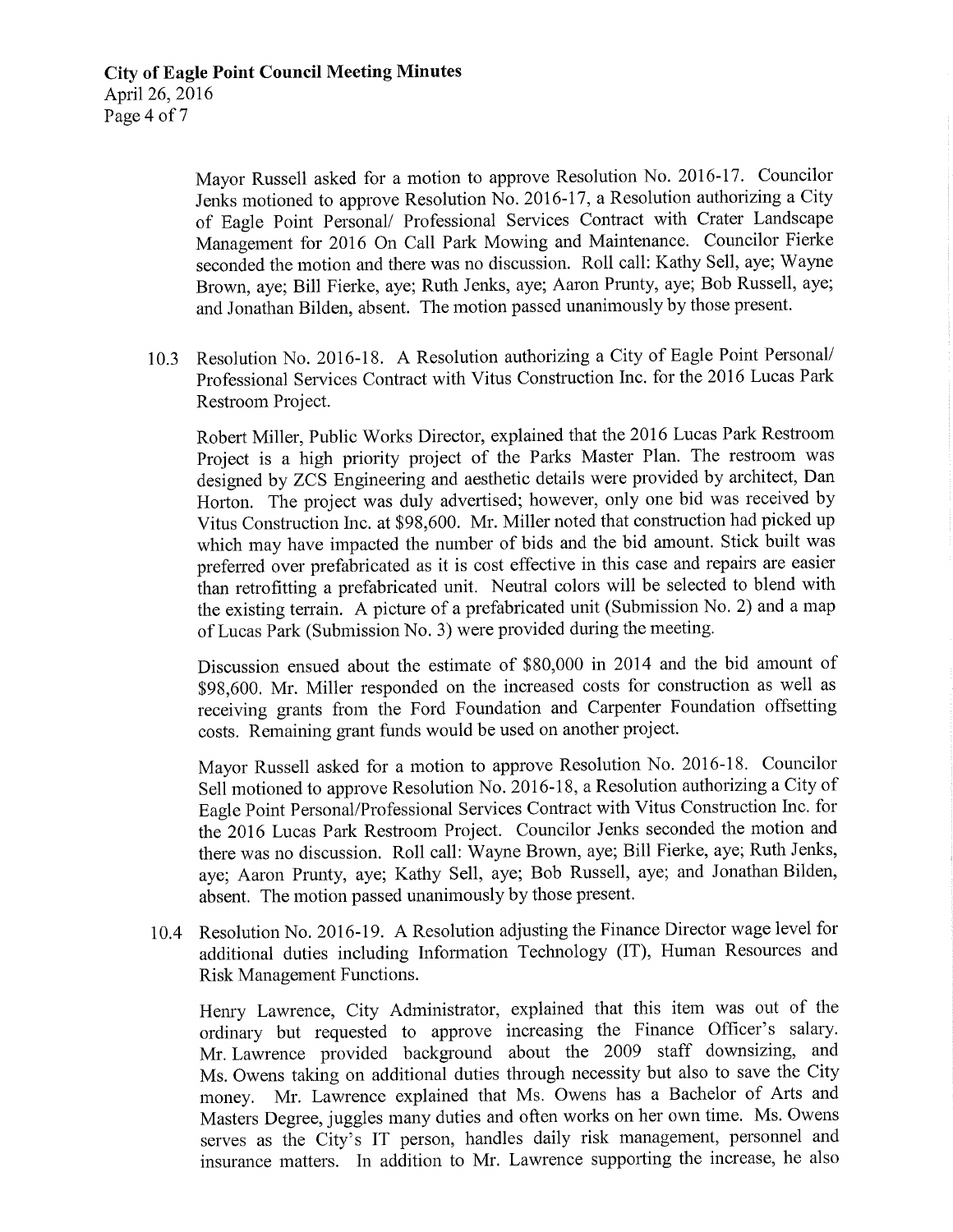Mayor Russell asked for a motion to approve Resolution No. 2016-17. Councilor Jenks motioned to approve Resolution No. 2016-17, a Resolution authorizing a City of Eagle Point Personal/ Professional Services Contract with Crater Landscape Management for 2016 On Call Park Mowing and Maintenance. Councilor Fierke seconded the motion and there was no discussion. Roll call: Kathy Sell, aye; Wayne Brown, aye; Bill Fierke, aye; Ruth Jenks, aye; Aaron Prunty, aye; Bob Russell, aye; and Jonathan Bilden, absent. The motion passed unanimously by those present.

10.3 Resolution No. 2016-18. A Resolution authorizing a City of Eagle Point Personal/ Professional Services Contract with Vitus Construction Inc. for the 2016 Lucas Park Restroom Project.

Robert Miller, Public Works Director, explained that the 2016 Lucas Park Restroom Project is a high priority project of the Parks Master Plan. The restroom was designed by ZCS Engineering and aesthetic details were provided by architect, Dan Horton. The project was duly advertised; however, only one bid was received by Vitus Construction Inc. at $98,600. Mr. Miller noted that construction had picked up which may have impacted the number of bids and the bid amount. Stick built was preferred over prefabricated as it is cost effective in this case and repairs are easier than retrofitting a prefabricated unit. Neutral colors will be selected to blend with the existing terrain. A picture of a prefabricated unit (Submission No. 2) and a map of Lucas Park (Submission No. 3) were provided during the meeting.

Discussion ensued about the estimate of $80,000 in 2014 and the bid amount of $98,600. Mr. Miller responded on the increased costs for construction as well as receiving grants from the Ford Foundation and Carpenter Foundation offsetting costs. Remaining grant funds would be used on another project.

Mayor Russell asked for a motion to approve Resolution No. 2016-18. Councilor Sell motioned to approve Resolution No. 2016-18, a Resolution authorizing a City of Eagle Point Personal/Professional Services Contract with Vitus Construction Inc. for the 2016 Lucas Park Restroom Project. Councilor Jenks seconded the motion and there was no discussion. Roll call: Wayne Brown, aye; Bill Fierke, aye; Ruth Jenks, aye; Aaron Prunty, aye; Kathy Sell, aye; Bob Russell, aye; and Jonathan Bilden, absent. The motion passed unanimously by those present.

10.4 Resolution No. 2016-19. A Resolution adjusting the Finance Director wage level for additional duties including Information Technology (IT), Human Resources and Risk Management Functions.

Henry Lawrence, City Administrator, explained that this item was out of the ordinary but requested to approve increasing the Finance Officer's salary. Mr. Lawrence provided background about the 2009 staff downsizing, and Ms. Owens taking on additional duties through necessity but also to save the City money. Mr. Lawrence explained that Ms. Owens has a Bachelor of Arts and Masters Degree, juggles many duties and often works on her own time. Ms. Owens serves as the City's IT person, handles daily risk management, personnel and insurance matters. In addition to Mr. Lawrence supporting the increase, he also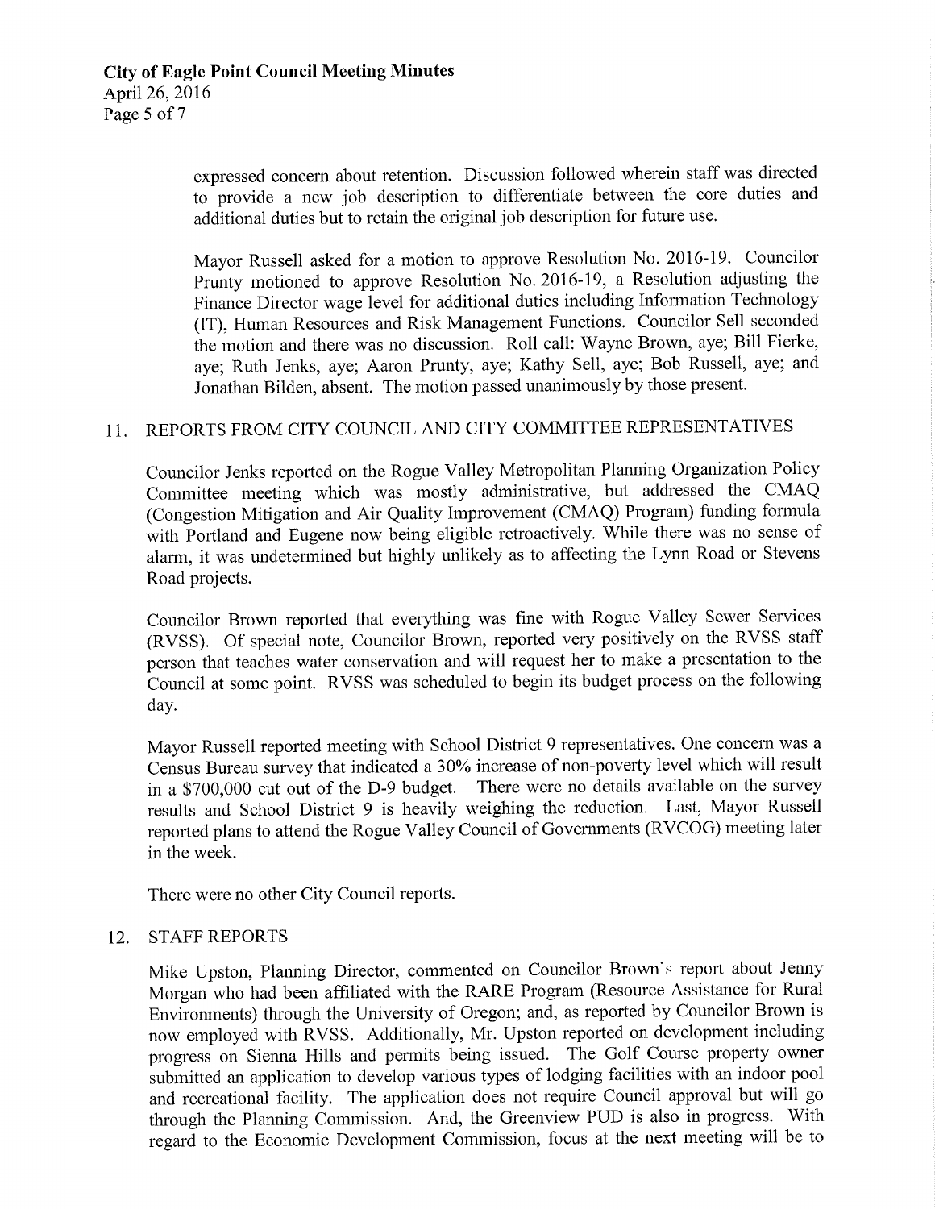expressed concern about retention. Discussion followed wherein staff was directed to provide a new job description to differentiate between the core duties and additional duties but to retain the original job description for future use.

Mayor Russell asked for a motion to approve Resolution No. 2016-19. Councilor Prunty motioned to approve Resolution No. 2016-19, a Resolution adjusting the Finance Director wage level for additional duties including Information Technology (IT), Human Resources and Risk Management Functions. Councilor Sell seconded the motion and there was no discussion. Roll call: Wayne Brown, aye; Bill Fierke, aye; Ruth Jenks, aye; Aaron Prunty, aye; Kathy Sell, aye; Bob Russell, aye; and Jonathan Bilden, absent. The motion passed unanimously by those present.

11. REPORTS FROM CITY COUNCIL AND CITY COMMITTEE REPRESENTATIVES

Councilor Jenks reported on the Rogue Valley Metropolitan Planning Organization Policy Committee meeting which was mostly administrative, but addressed the CMAQ (Congestion Mitigation and Air Quality Improvement (CMAQ) Program) funding formula with Portland and Eugene now being eligible retroactively. While there was no sense of alarm, it was undetermined but highly unlikely as to affecting the Lynn Road or Stevens Road projects.

Councilor Brown reported that everything was fine with Rogue Valley Sewer Services (RVSS). Of special note, Councilor Brown, reported very positively on the RVSS staff person that teaches water conservation and will request her to make a presentation to the Council at some point. RVSS was scheduled to begin its budget process on the following day.

Mayor Russell reported meeting with School District 9 representatives. One concern was a Census Bureau survey that indicated a 30% increase of non-poverty level which will result in a $700,000 cut out of the D-9 budget. There were no details available on the survey results and School District 9 is heavily weighing the reduction. Last, Mayor Russell reported plans to attend the Rogue Valley Council of Governments (RVCOG) meeting later in the week.

There were no other City Council reports.

12. STAFF REPORTS

Mike Upston, Planning Director, commented on Councilor Brown's report about Jenny Morgan who had been affiliated with the RARE Program (Resource Assistance for Rural Environments) through the University of Oregon; and, as reported by Councilor Brown is now employed with RVSS. Additionally, Mr. Upston reported on development including progress on Sienna Hills and permits being issued. The Golf Course property owner submitted an application to develop various types of lodging facilities with an indoor pool and recreational facility. The application does not require Council approval but will go through the Planning Commission. And, the Greenview PUD is also in progress. With regard to the Economic Development Commission, focus at the next meeting will be to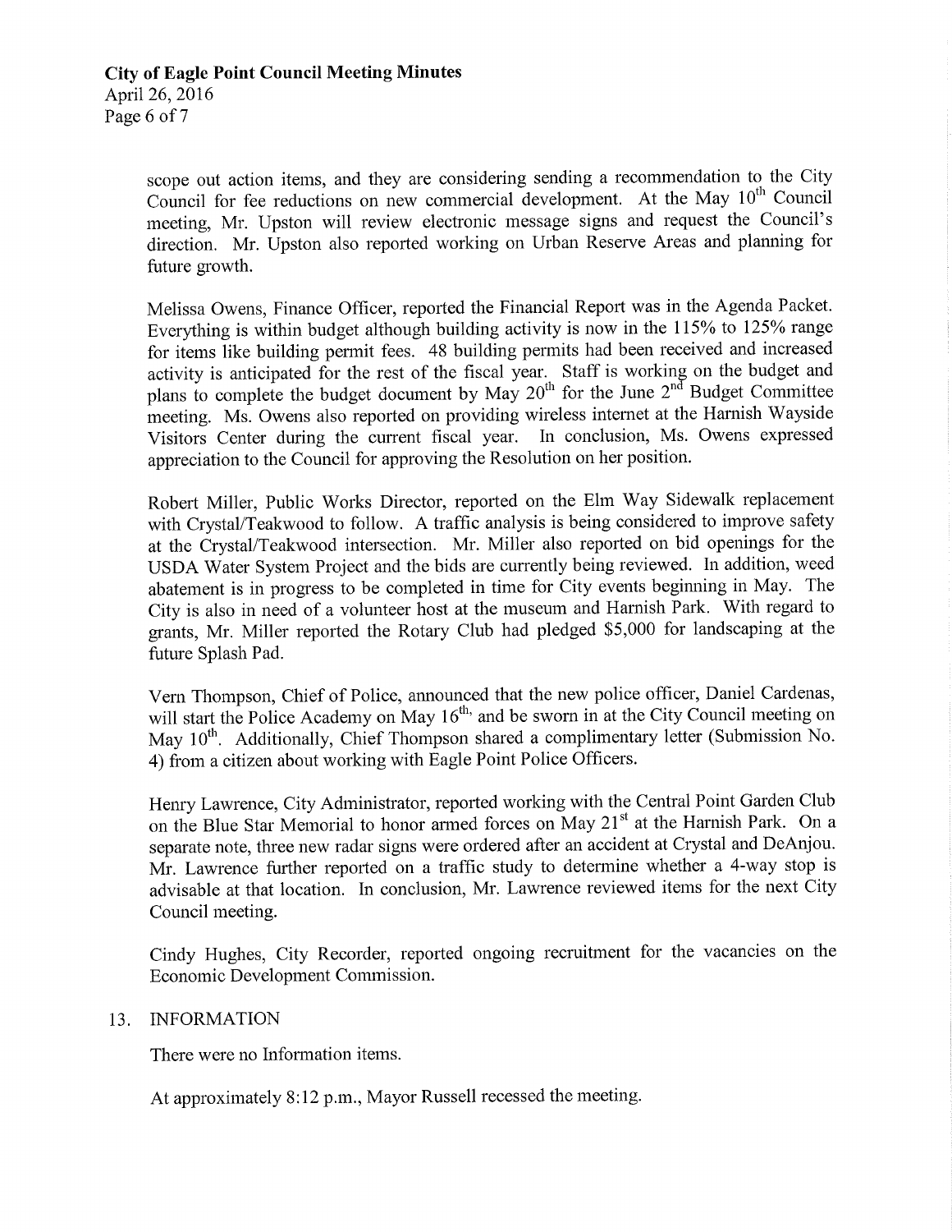scope out action items, and they are considering sending a recommendation to the City Council for fee reductions on new commercial development. At the May 10th Council meeting, Mr. Upston will review electronic message signs and request the Council's direction. Mr. Upston also reported working on Urban Reserve Areas and planning for future growth.

Melissa Owens, Finance Officer, reported the Financial Report was in the Agenda Packet. Everything is within budget although building activity is now in the 115% to 125% range for items like building permit fees. 48 building permits had been received and increased activity is anticipated for the rest of the fiscal year. Staff is working on the budget and plans to complete the budget document by May 20th for the June 2nd Budget Committee meeting. Ms. Owens also reported on providing wireless internet at the Harnish Wayside Visitors Center during the current fiscal year. In conclusion, Ms. Owens expressed appreciation to the Council for approving the Resolution on her position.

Robert Miller, Public Works Director, reported on the Elm Way Sidewalk replacement with Crystal/Teakwood to follow. A traffic analysis is being considered to improve safety at the Crystal/Teakwood intersection. Mr. Miller also reported on bid openings for the USDA Water System Project and the bids are currently being reviewed. In addition, weed abatement is in progress to be completed in time for City events beginning in May. The City is also in need of a volunteer host at the museum and Harnish Park. With regard to grants, Mr. Miller reported the Rotary Club had pledged $5,000 for landscaping at the future Splash Pad.

Vern Thompson, Chief of Police, announced that the new police officer, Daniel Cardenas, will start the Police Academy on May 16th, and be sworn in at the City Council meeting on May 10th. Additionally, Chief Thompson shared a complimentary letter (Submission No. 4) from a citizen about working with Eagle Point Police Officers.

Henry Lawrence, City Administrator, reported working with the Central Point Garden Club on the Blue Star Memorial to honor armed forces on May 21st at the Harnish Park. On a separate note, three new radar signs were ordered after an accident at Crystal and DeAnjou. Mr. Lawrence further reported on a traffic study to determine whether a 4-way stop is advisable at that location. In conclusion, Mr. Lawrence reviewed items for the next City Council meeting.

Cindy Hughes, City Recorder, reported ongoing recruitment for the vacancies on the Economic Development Commission.

13. INFORMATION

There were no Information items.

At approximately 8:12 p.m., Mayor Russell recessed the meeting.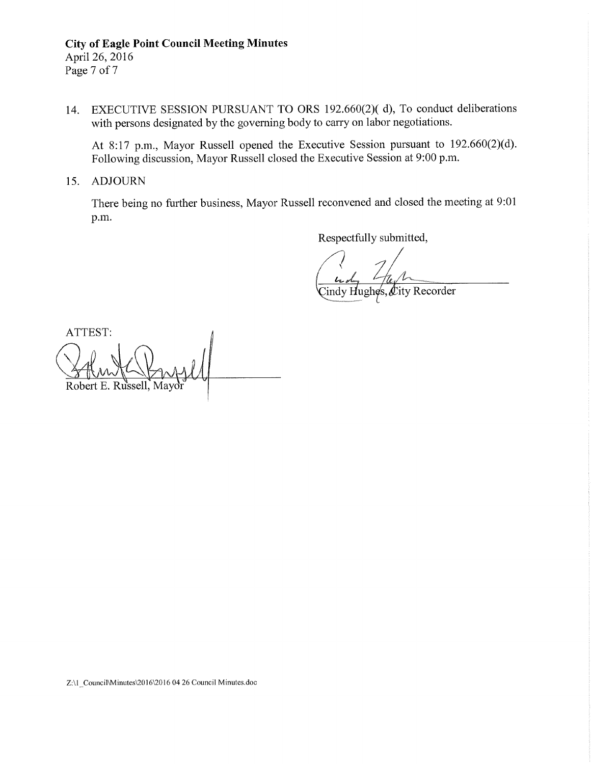14. EXECUTIVE SESSION PURSUANT TO ORS 192.660(2)( d), To conduct deliberations with persons designated by the governing body to carry on labor negotiations.

    At 8:17 p.m., Mayor Russell opened the Executive Session pursuant to 192.660(2)(d). Following discussion, Mayor Russell closed the Executive Session at 9:00 p.m.

15. ADJOURN

    There being no further business, Mayor Russell reconvened and closed the meeting at 9:01 p.m.

Respectfully submitted,

Cindy Hughes, City Recorder

ATTEST:

Robert E. Russell, Mayor

Z:\1_Council\Minutes\2016\2016 04 26 Council Minutes.doc